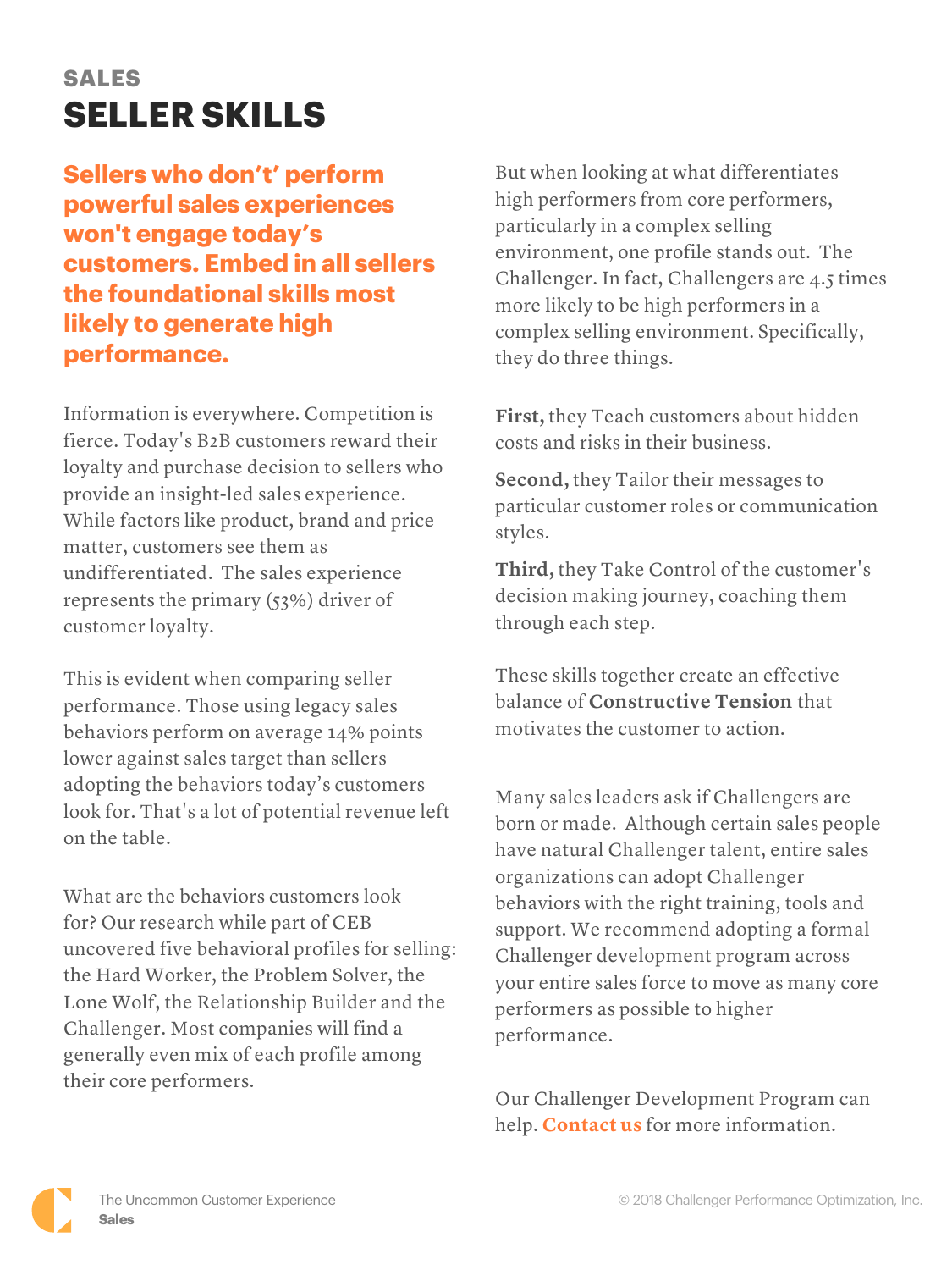## SALES

# SELLER SKILLS

**Sellers who don't' perform powerful sales experiences won't engage today's customers. Embed in all sellers the foundational skills most likely to generate high performance.**

Information is everywhere. Competition is fierce. Today's B2B customers reward their loyalty and purchase decision to sellers who provide an insight-led sales experience. While factors like product, brand and price matter, customers see them as undifferentiated. The sales experience represents the primary (53%) driver of customer loyalty.

This is evident when comparing seller performance. Those using legacy sales behaviors perform on average 14% points lower against sales target than sellers adopting the behaviors today's customers look for. That's a lot of potential revenue left on the table.

What are the behaviors customers look for? Our research while part of CEB uncovered five behavioral profiles for selling: the Hard Worker, the Problem Solver, the Lone Wolf, the Relationship Builder and the Challenger. Most companies will find a generally even mix of each profile among their core performers.

But when looking at what differentiates high performers from core performers, particularly in a complex selling environment, one profile stands out. The Challenger. In fact, Challengers are 4.5 times more likely to be high performers in a complex selling environment. Specifically, they do three things.

**First,** they Teach customers about hidden costs and risks in their business.

**Second,** they Tailor their messages to particular customer roles or communication styles.

**Third,** they Take Control of the customer's decision making journey, coaching them through each step.

These skills together create an effective balance of **Constructive Tension** that motivates the customer to action.

Many sales leaders ask if Challengers are born or made. Although certain sales people have natural Challenger talent, entire sales organizations can adopt Challenger behaviors with the right training, tools and support. We recommend adopting a formal Challenger development program across your entire sales force to move as many core performers as possible to higher performance.

Our Challenger Development Program can help. **Contact us** for more information.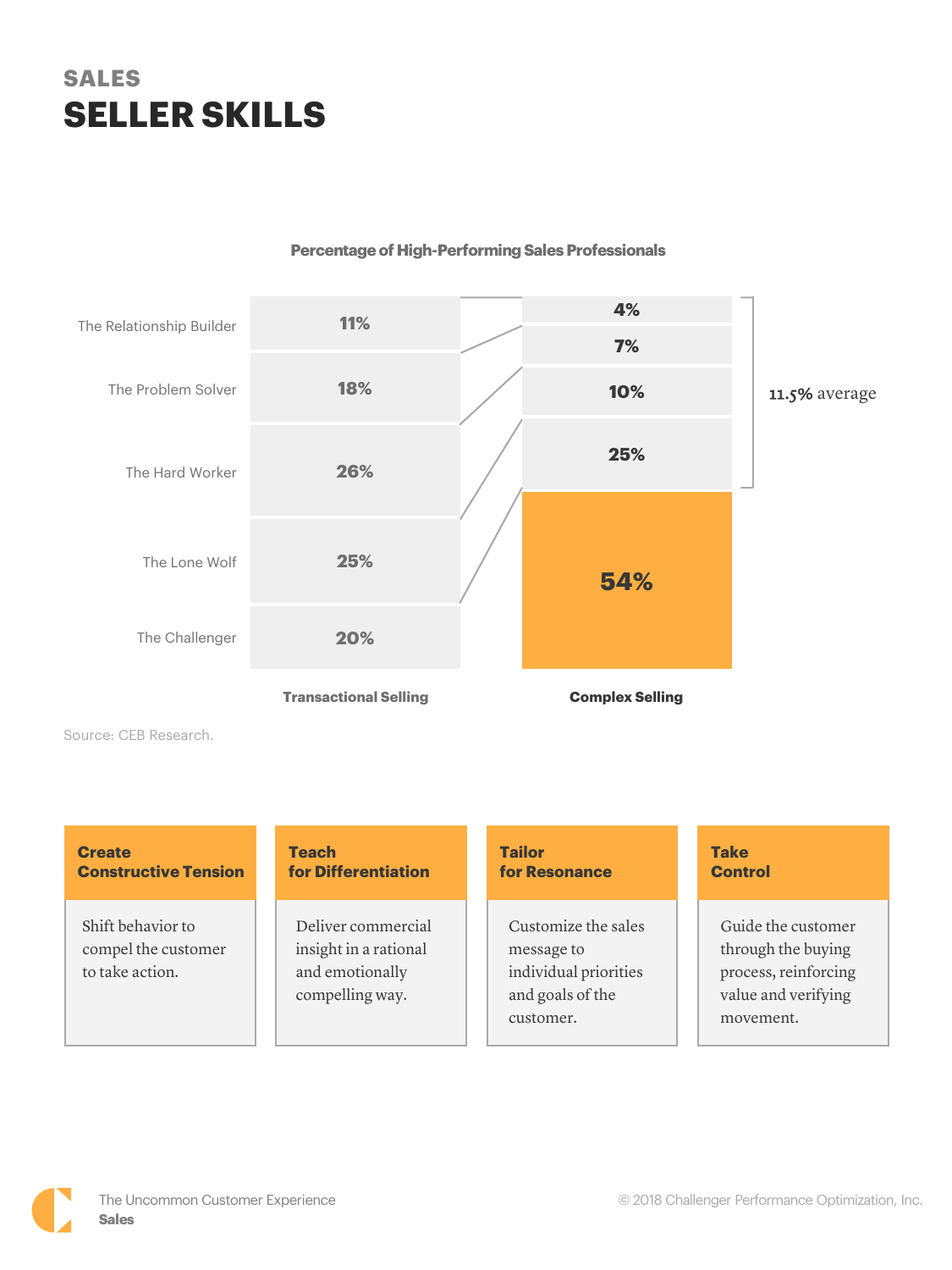## SALES

# SELLER SKILLS

Percentage of High-Performing Sales Professionals

The Relationship Builder

The Problem Solver

The Hard Worker

The Lone Wolf

The Challenger

11%

18%

26%

25%

20%

Transactional Selling

4%

7%

10%

25%

54%

Complex Selling

11.5% average

Source: CEB Research.

**Create Constructive Tension**

Shift behavior to compel the customer to take action.

**Teach for Differentiation**

Deliver commercial insight in a rational and emotionally compelling way.

**Tailor for Resonance**

Customize the sales message to individual priorities and goals of the customer.

**Take Control**

Guide the customer through the buying process, reinforcing value and verifying movement.